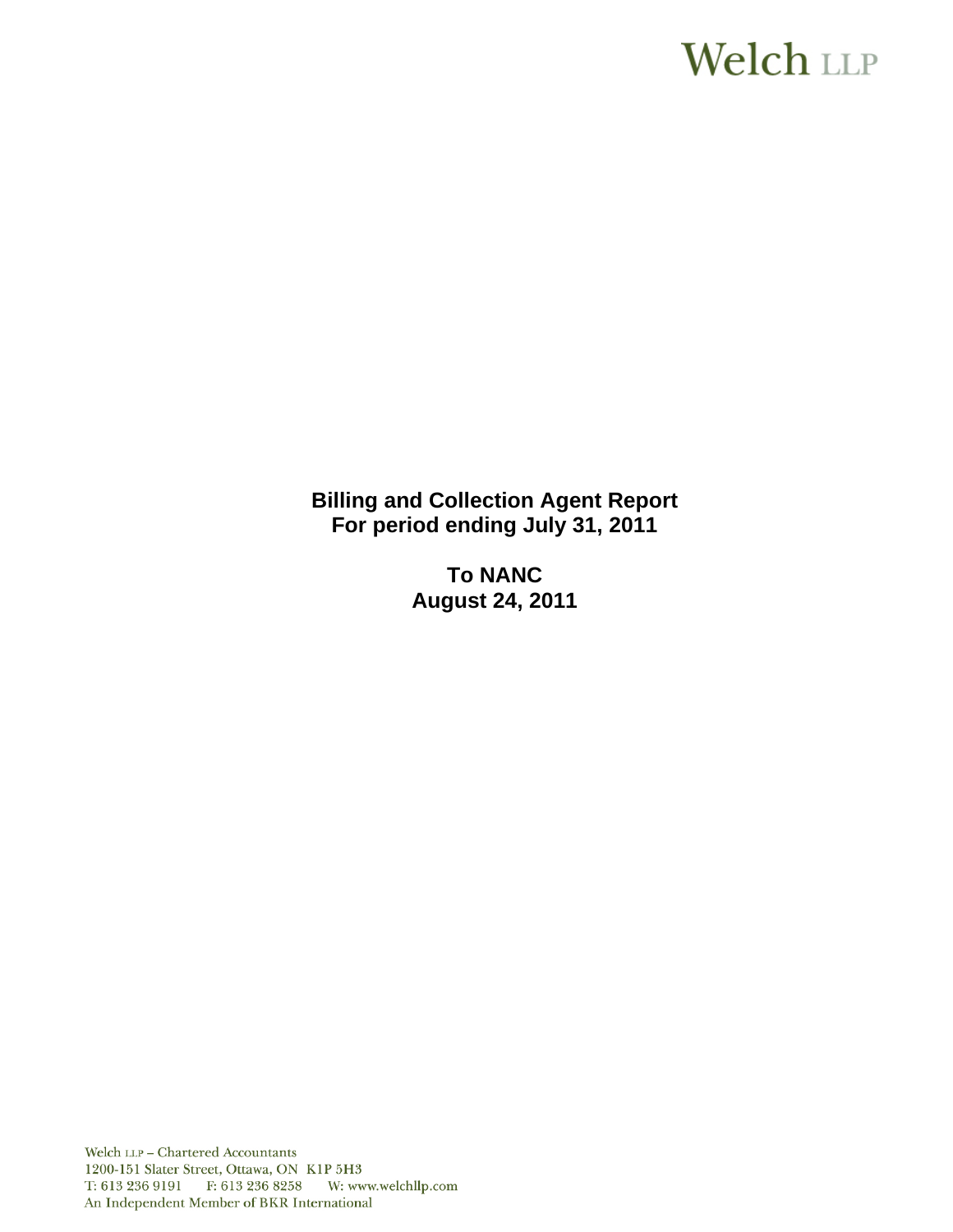Welch LLP

**Billing and Collection Agent Report**
**For period ending July 31, 2011**

**To NANC**
**August 24, 2011**

Welch LLP – Chartered Accountants
1200-151 Slater Street, Ottawa, ON K1P 5H3
T: 613 236 9191 F: 613 236 8258 W: www.welchllp.com
An Independent Member of BKR International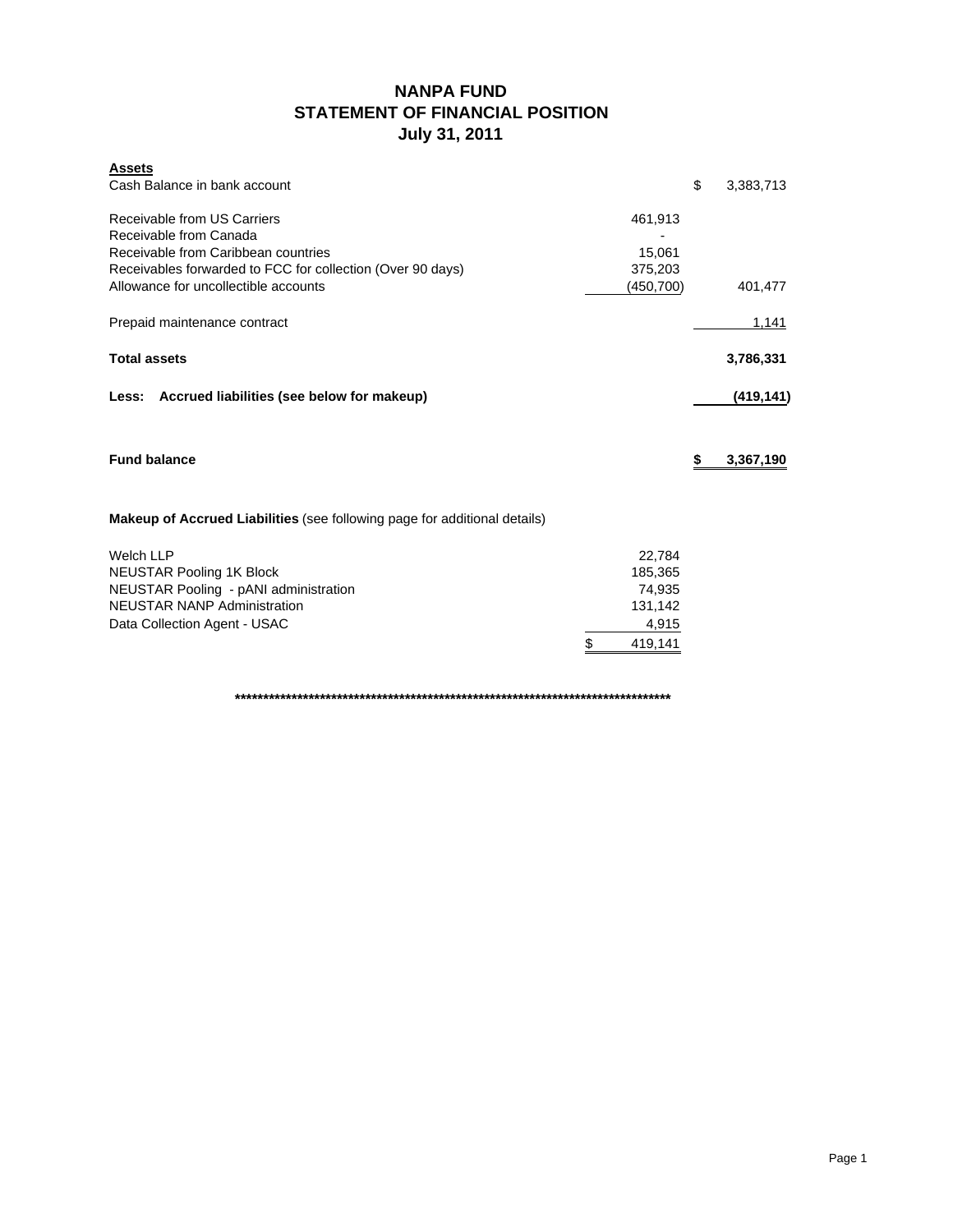# NANPA FUND
## STATEMENT OF FINANCIAL POSITION
### July 31, 2011

| **Assets** | | |
|---|---|---|
| Cash Balance in bank account | | $ 3,383,713 |
| | | |
| Receivable from US Carriers | 461,913 | |
| Receivable from Canada | - | |
| Receivable from Caribbean countries | 15,061 | |
| Receivables forwarded to FCC for collection (Over 90 days) | 375,203 | |
| Allowance for uncollectible accounts | (450,700) | 401,477 |
| | | |
| Prepaid maintenance contract | | 1,141 |
| | | |
| **Total assets** | | **3,786,331** |
| | | |
| **Less: Accrued liabilities (see below for makeup)** | | **(419,141)** |
| | | |
| **Fund balance** | | **$ 3,367,190** |

**Makeup of Accrued Liabilities** (see following page for additional details)

| | |
|---|---|
| Welch LLP | 22,784 |
| NEUSTAR Pooling 1K Block | 185,365 |
| NEUSTAR Pooling - pANI administration | 74,935 |
| NEUSTAR NANP Administration | 131,142 |
| Data Collection Agent - USAC | 4,915 |
| | $ 419,141 |

********************************************************************************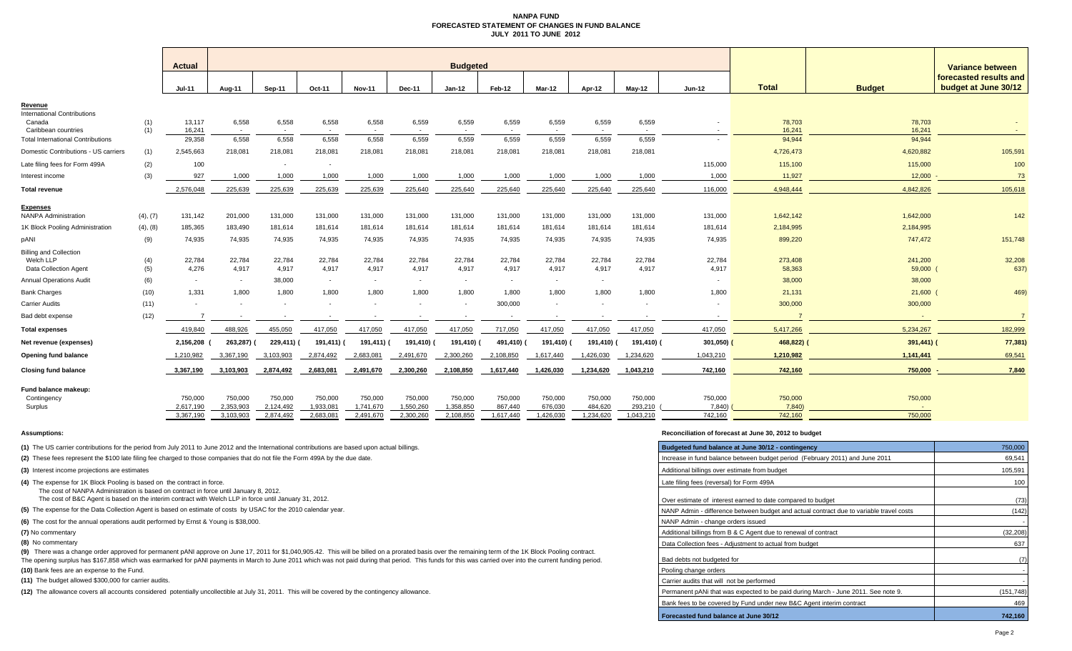# NANPA FUND
## FORECASTED STATEMENT OF CHANGES IN FUND BALANCE
## JULY 2011 TO JUNE 2012

| | | Actual | Budgeted | | | | | | | | | | | | | Variance between forecasted results and budget at June 30/12 |
|---|---|---|---|---|---|---|---|---|---|---|---|---|---|---|---|---|
| | | Jul-11 | Aug-11 | Sep-11 | Oct-11 | Nov-11 | Dec-11 | Jan-12 | Feb-12 | Mar-12 | Apr-12 | May-12 | Jun-12 | Total | Budget | |
| **Revenue** | | | | | | | | | | | | | | | | |
| International Contributions | | | | | | | | | | | | | | | | |
| Canada | (1) | 13,117 | 6,558 | 6,558 | 6,558 | 6,558 | 6,559 | 6,559 | 6,559 | 6,559 | 6,559 | 6,559 | - | 78,703 | 78,703 | - |
| Caribbean countries | (1) | 16,241 | - | - | - | - | - | - | - | - | - | - | - | 16,241 | 16,241 | - |
| Total International Contributions | | 29,358 | 6,558 | 6,558 | 6,558 | 6,558 | 6,559 | 6,559 | 6,559 | 6,559 | 6,559 | 6,559 | - | 94,944 | 94,944 | |
| Domestic Contributions - US carriers | (1) | 2,545,663 | 218,081 | 218,081 | 218,081 | 218,081 | 218,081 | 218,081 | 218,081 | 218,081 | 218,081 | 218,081 | | 4,726,473 | 4,620,882 | 105,591 |
| Late filing fees for Form 499A | (2) | 100 | | - | - | | | | | | | | 115,000 | 115,100 | 115,000 | 100 |
| Interest income | (3) | 927 | 1,000 | 1,000 | 1,000 | 1,000 | 1,000 | 1,000 | 1,000 | 1,000 | 1,000 | 1,000 | 1,000 | 11,927 | 12,000 - | 73 |
| **Total revenue** | | 2,576,048 | 225,639 | 225,639 | 225,639 | 225,639 | 225,640 | 225,640 | 225,640 | 225,640 | 225,640 | 225,640 | 116,000 | 4,948,444 | 4,842,826 | 105,618 |
| **Expenses** | | | | | | | | | | | | | | | | |
| NANPA Administration | (4), (7) | 131,142 | 201,000 | 131,000 | 131,000 | 131,000 | 131,000 | 131,000 | 131,000 | 131,000 | 131,000 | 131,000 | 131,000 | 1,642,142 | 1,642,000 | 142 |
| 1K Block Pooling Administration | (4), (8) | 185,365 | 183,490 | 181,614 | 181,614 | 181,614 | 181,614 | 181,614 | 181,614 | 181,614 | 181,614 | 181,614 | 181,614 | 2,184,995 | 2,184,995 | |
| pANI | (9) | 74,935 | 74,935 | 74,935 | 74,935 | 74,935 | 74,935 | 74,935 | 74,935 | 74,935 | 74,935 | 74,935 | 74,935 | 899,220 | 747,472 | 151,748 |
| Billing and Collection | | | | | | | | | | | | | | | | |
| Welch LLP | (4) | 22,784 | 22,784 | 22,784 | 22,784 | 22,784 | 22,784 | 22,784 | 22,784 | 22,784 | 22,784 | 22,784 | 22,784 | 273,408 | 241,200 | 32,208 |
| Data Collection Agent | (5) | 4,276 | 4,917 | 4,917 | 4,917 | 4,917 | 4,917 | 4,917 | 4,917 | 4,917 | 4,917 | 4,917 | 4,917 | 58,363 | 59,000 ( | 637) |
| Annual Operations Audit | (6) | - | - | 38,000 | - | - | - | - | - | - | - | | - | 38,000 | 38,000 | |
| Bank Charges | (10) | 1,331 | 1,800 | 1,800 | 1,800 | 1,800 | 1,800 | 1,800 | 1,800 | 1,800 | 1,800 | 1,800 | 1,800 | 21,131 | 21,600 ( | 469) |
| Carrier Audits | (11) | - | - | - | - | - | - | - | 300,000 | - | - | - | - | 300,000 | 300,000 | |
| Bad debt expense | (12) | 7 | - | - | - | - | - | - | - | - | - | - | - | 7 | - | 7 |
| **Total expenses** | | 419,840 | 488,926 | 455,050 | 417,050 | 417,050 | 417,050 | 417,050 | 717,050 | 417,050 | 417,050 | 417,050 | 417,050 | 5,417,266 | 5,234,267 | 182,999 |
| **Net revenue (expenses)** | | 2,156,208 ( | 263,287) ( | 229,411) ( | 191,411) ( | 191,411) ( | 191,410) ( | 191,410) ( | 491,410) ( | 191,410) ( | 191,410) ( | 191,410) ( | 301,050) ( | 468,822) ( | 391,441) ( | 77,381) |
| **Opening fund balance** | | 1,210,982 | 3,367,190 | 3,103,903 | 2,874,492 | 2,683,081 | 2,491,670 | 2,300,260 | 2,108,850 | 1,617,440 | 1,426,030 | 1,234,620 | 1,043,210 | 1,210,982 | 1,141,441 | 69,541 |
| **Closing fund balance** | | 3,367,190 | 3,103,903 | 2,874,492 | 2,683,081 | 2,491,670 | 2,300,260 | 2,108,850 | 1,617,440 | 1,426,030 | 1,234,620 | 1,043,210 | 742,160 | 742,160 | 750,000 - | 7,840 |
| **Fund balance makeup:** | | | | | | | | | | | | | | | | |
| Contingency | | 750,000 | 750,000 | 750,000 | 750,000 | 750,000 | 750,000 | 750,000 | 750,000 | 750,000 | 750,000 | 750,000 | 750,000 | 750,000 | 750,000 | |
| Surplus | | 2,617,190 | 2,353,903 | 2,124,492 | 1,933,081 | 1,741,670 | 1,550,260 | 1,358,850 | 867,440 | 676,030 | 484,620 | 293,210 ( | 7,840) ( | 7,840) | - | |
| | | 3,367,190 | 3,103,903 | 2,874,492 | 2,683,081 | 2,491,670 | 2,300,260 | 2,108,850 | 1,617,440 | 1,426,030 | 1,234,620 | 1,043,210 | 742,160 | 742,160 | 750,000 | |

**Assumptions:**

**(1)** The US carrier contributions for the period from July 2011 to June 2012 and the International contributions are based upon actual billings.

**(2)** These fees represent the $100 late filing fee charged to those companies that do not file the Form 499A by the due date.

**(3)** Interest income projections are estimates

**(4)** The expense for 1K Block Pooling is based on the contract in force.
The cost of NANPA Administration is based on contract in force until January 8, 2012.
The cost of B&C Agent is based on the interim contract with Welch LLP in force until January 31, 2012.

**(5)** The expense for the Data Collection Agent is based on estimate of costs by USAC for the 2010 calendar year.

**(6)** The cost for the annual operations audit performed by Ernst & Young is $38,000.

**(7)** No commentary

**(8)** No commentary

**(9)** There was a change order approved for permanent pANI approve on June 17, 2011 for $1,040,905.42. This will be billed on a prorated basis over the remaining term of the 1K Block Pooling contract.
The opening surplus has $167,858 which was earmarked for pANI payments in March to June 2011 which was not paid during that period. This funds for this was carried over into the current funding period.

**(10)** Bank fees are an expense to the Fund.

**(11)** The budget allowed $300,000 for carrier audits.

**(12)** The allowance covers all accounts considered potentially uncollectible at July 31, 2011. This will be covered by the contingency allowance.

**Reconciliation of forecast at June 30, 2012 to budget**

| Budgeted fund balance at June 30/12 - contingency | 750,000 |
|---|---|
| Increase in fund balance between budget period (February 2011) and June 2011 | 69,541 |
| Additional billings over estimate from budget | 105,591 |
| Late filing fees (reversal) for Form 499A | 100 |
| Over estimate of interest earned to date compared to budget | (73) |
| NANP Admin - difference between budget and actual contract due to variable travel costs | (142) |
| NANP Admin - change orders issued | - |
| Additional billings from B & C Agent due to renewal of contract | (32,208) |
| Data Collection fees - Adjustment to actual from budget | 637 |
| Bad debts not budgeted for | (7) |
| Pooling change orders | - |
| Carrier audits that will not be performed | - |
| Permanent pANi that was expected to be paid during March - June 2011. See note 9. | (151,748) |
| Bank fees to be covered by Fund under new B&C Agent interim contract | 469 |
| **Forecasted fund balance at June 30/12** | **742,160** |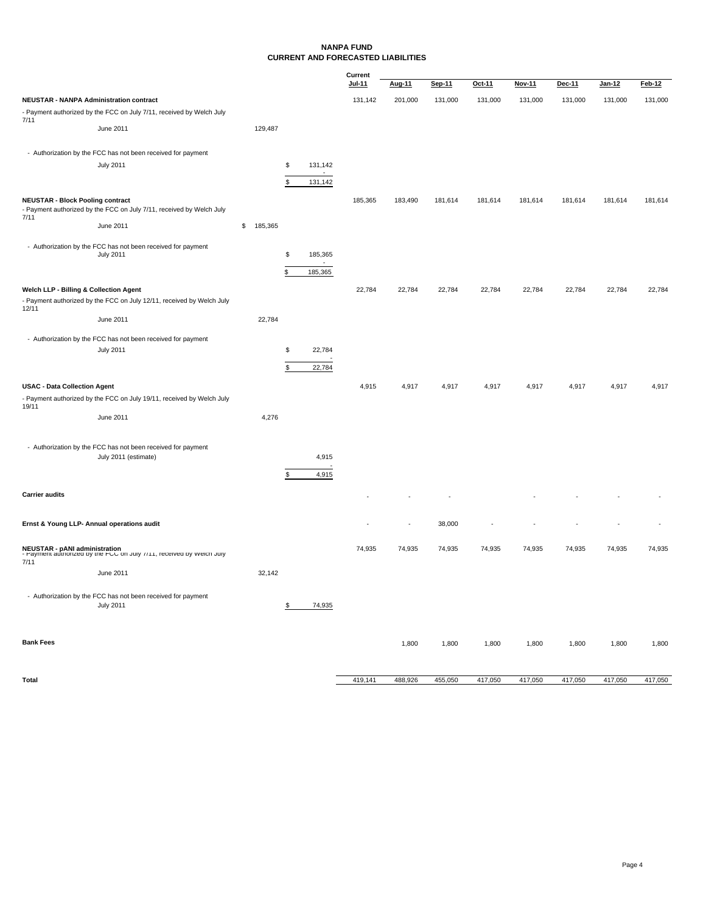# NANPA FUND
## CURRENT AND FORECASTED LIABILITIES

| | | | Current Jul-11 | Aug-11 | Sep-11 | Oct-11 | Nov-11 | Dec-11 | Jan-12 | Feb-12 |
|---|---|---|---|---|---|---|---|---|---|---|
| **NEUSTAR - NANPA Administration contract** | | | 131,142 | 201,000 | 131,000 | 131,000 | 131,000 | 131,000 | 131,000 | 131,000 |
| - Payment authorized by the FCC on July 7/11, received by Welch July 7/11 | | | | | | | | | | |
| June 2011 | 129,487 | | | | | | | | | |
| - Authorization by the FCC has not been received for payment | | | | | | | | | | |
| July 2011 | | $ 131,142 | | | | | | | | |
| | | - | | | | | | | | |
| | | $ 131,142 | | | | | | | | |
| **NEUSTAR - Block Pooling contract** | | | 185,365 | 183,490 | 181,614 | 181,614 | 181,614 | 181,614 | 181,614 | 181,614 |
| - Payment authorized by the FCC on July 7/11, received by Welch July 7/11 | | | | | | | | | | |
| June 2011 | $ 185,365 | | | | | | | | | |
| - Authorization by the FCC has not been received for payment | | | | | | | | | | |
| July 2011 | | $ 185,365 | | | | | | | | |
| | | - | | | | | | | | |
| | | $ 185,365 | | | | | | | | |
| **Welch LLP - Billing & Collection Agent** | | | 22,784 | 22,784 | 22,784 | 22,784 | 22,784 | 22,784 | 22,784 | 22,784 |
| - Payment authorized by the FCC on July 12/11, received by Welch July 12/11 | | | | | | | | | | |
| June 2011 | 22,784 | | | | | | | | | |
| - Authorization by the FCC has not been received for payment | | | | | | | | | | |
| July 2011 | | $ 22,784 | | | | | | | | |
| | | - | | | | | | | | |
| | | $ 22,784 | | | | | | | | |
| **USAC - Data Collection Agent** | | | 4,915 | 4,917 | 4,917 | 4,917 | 4,917 | 4,917 | 4,917 | 4,917 |
| - Payment authorized by the FCC on July 19/11, received by Welch July 19/11 | | | | | | | | | | |
| June 2011 | 4,276 | | | | | | | | | |
| - Authorization by the FCC has not been received for payment | | | | | | | | | | |
| July 2011 (estimate) | | 4,915 | | | | | | | | |
| | | - | | | | | | | | |
| | | $ 4,915 | | | | | | | | |
| **Carrier audits** | | | - | - | - | | - | - | - | - |
| **Ernst & Young LLP- Annual operations audit** | | | - | - | 38,000 | - | - | - | - | - |
| **NEUSTAR - pANI administration** | | | 74,935 | 74,935 | 74,935 | 74,935 | 74,935 | 74,935 | 74,935 | 74,935 |
| - Payment authorized by the FCC on July 7/11, received by Welch July 7/11 | | | | | | | | | | |
| June 2011 | 32,142 | | | | | | | | | |
| - Authorization by the FCC has not been received for payment | | | | | | | | | | |
| July 2011 | | $ 74,935 | | | | | | | | |
| **Bank Fees** | | | | 1,800 | 1,800 | 1,800 | 1,800 | 1,800 | 1,800 | 1,800 |
| **Total** | | | 419,141 | 488,926 | 455,050 | 417,050 | 417,050 | 417,050 | 417,050 | 417,050 |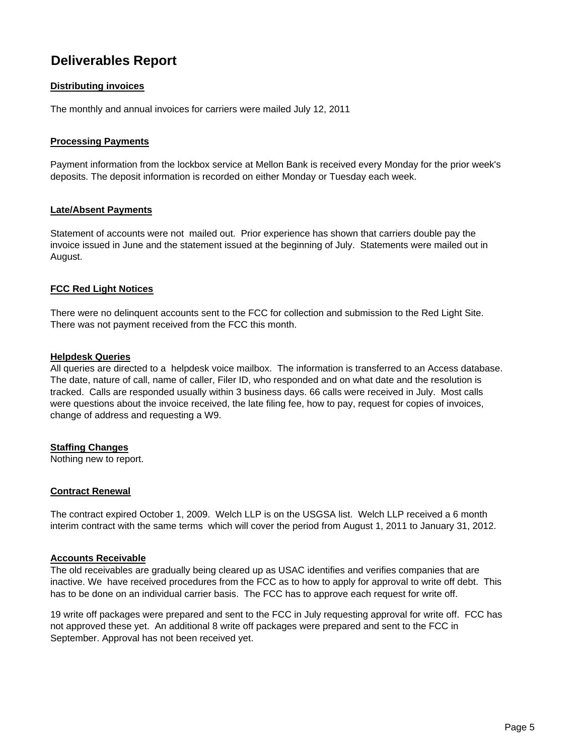# Deliverables Report

**Distributing invoices**

The monthly and annual invoices for carriers were mailed July 12, 2011

**Processing Payments**

Payment information from the lockbox service at Mellon Bank is received every Monday for the prior week's deposits. The deposit information is recorded on either Monday or Tuesday each week.

**Late/Absent Payments**

Statement of accounts were not mailed out. Prior experience has shown that carriers double pay the invoice issued in June and the statement issued at the beginning of July. Statements were mailed out in August.

**FCC Red Light Notices**

There were no delinquent accounts sent to the FCC for collection and submission to the Red Light Site. There was not payment received from the FCC this month.

**Helpdesk Queries**

All queries are directed to a helpdesk voice mailbox. The information is transferred to an Access database. The date, nature of call, name of caller, Filer ID, who responded and on what date and the resolution is tracked. Calls are responded usually within 3 business days. 66 calls were received in July. Most calls were questions about the invoice received, the late filing fee, how to pay, request for copies of invoices, change of address and requesting a W9.

**Staffing Changes**

Nothing new to report.

**Contract Renewal**

The contract expired October 1, 2009. Welch LLP is on the USGSA list. Welch LLP received a 6 month interim contract with the same terms which will cover the period from August 1, 2011 to January 31, 2012.

**Accounts Receivable**

The old receivables are gradually being cleared up as USAC identifies and verifies companies that are inactive. We have received procedures from the FCC as to how to apply for approval to write off debt. This has to be done on an individual carrier basis. The FCC has to approve each request for write off.

19 write off packages were prepared and sent to the FCC in July requesting approval for write off. FCC has not approved these yet. An additional 8 write off packages were prepared and sent to the FCC in September. Approval has not been received yet.